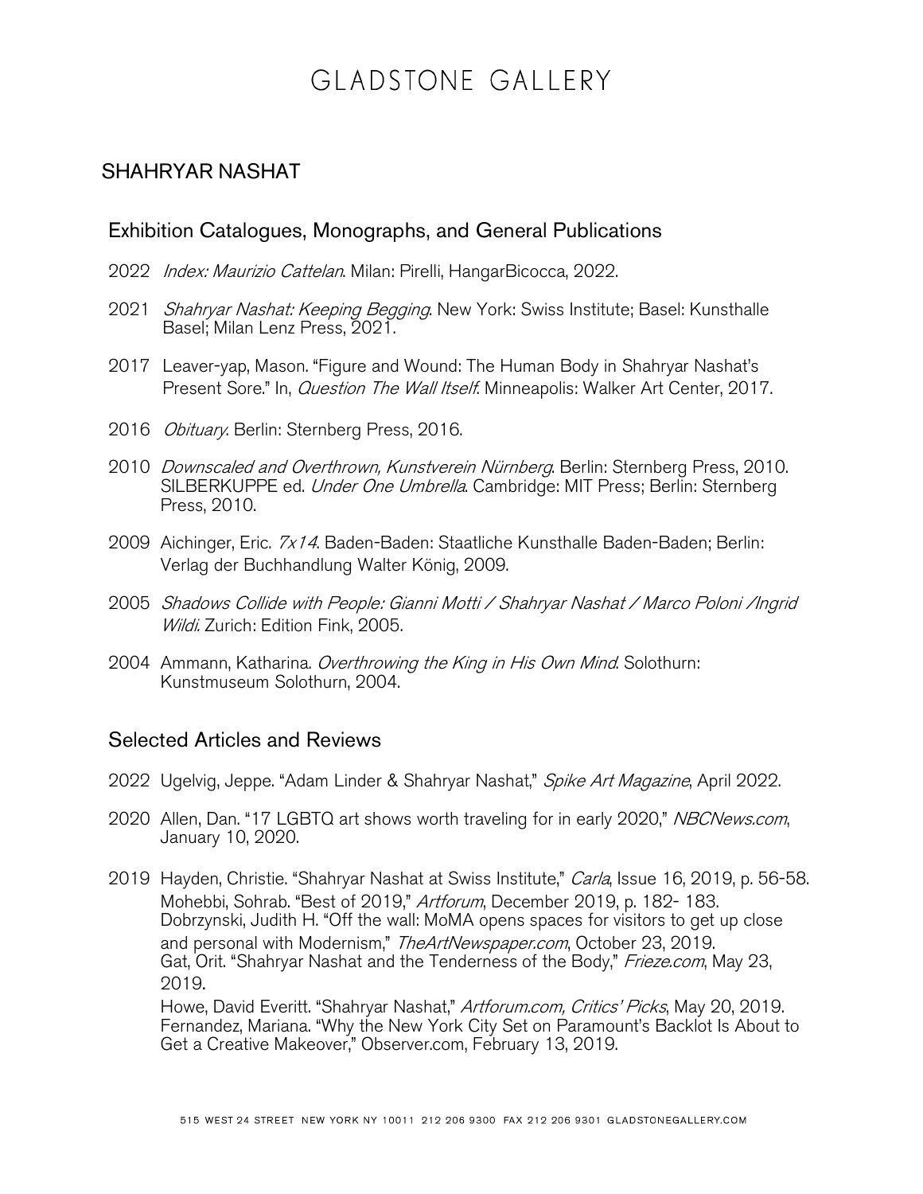# GLADSTONE GALLERY

## SHAHRYAR NASHAT

### Exhibition Catalogues, Monographs, and General Publications

2022 *Index: Maurizio Cattelan*. Milan: Pirelli, HangarBicocca, 2022.

2021 *Shahryar Nashat: Keeping Begging*. New York: Swiss Institute; Basel: Kunsthalle Basel; Milan Lenz Press, 2021.

2017 Leaver-yap, Mason. "Figure and Wound: The Human Body in Shahryar Nashat's Present Sore." In, *Question The Wall Itself*. Minneapolis: Walker Art Center, 2017.

2016 *Obituary*. Berlin: Sternberg Press, 2016.

2010 *Downscaled and Overthrown, Kunstverein Nürnberg*. Berlin: Sternberg Press, 2010.
SILBERKUPPE ed. *Under One Umbrella*. Cambridge: MIT Press; Berlin: Sternberg Press, 2010.

2009 Aichinger, Eric. *7x14*. Baden-Baden: Staatliche Kunsthalle Baden-Baden; Berlin: Verlag der Buchhandlung Walter König, 2009.

2005 *Shadows Collide with People: Gianni Motti / Shahryar Nashat / Marco Poloni /Ingrid Wildi*. Zurich: Edition Fink, 2005.

2004 Ammann, Katharina. *Overthrowing the King in His Own Mind*. Solothurn: Kunstmuseum Solothurn, 2004.

### Selected Articles and Reviews

2022 Ugelvig, Jeppe. "Adam Linder & Shahryar Nashat," *Spike Art Magazine*, April 2022.

2020 Allen, Dan. "17 LGBTQ art shows worth traveling for in early 2020," *NBCNews.com*, January 10, 2020.

2019 Hayden, Christie. "Shahryar Nashat at Swiss Institute," *Carla*, Issue 16, 2019, p. 56-58.
Mohebbi, Sohrab. "Best of 2019," *Artforum*, December 2019, p. 182- 183.
Dobrzynski, Judith H. "Off the wall: MoMA opens spaces for visitors to get up close and personal with Modernism," *TheArtNewspaper.com*, October 23, 2019.
Gat, Orit. "Shahryar Nashat and the Tenderness of the Body," *Frieze.com*, May 23, 2019.
Howe, David Everitt. "Shahryar Nashat," *Artforum.com, Critics' Picks*, May 20, 2019.
Fernandez, Mariana. "Why the New York City Set on Paramount's Backlot Is About to Get a Creative Makeover," Observer.com, February 13, 2019.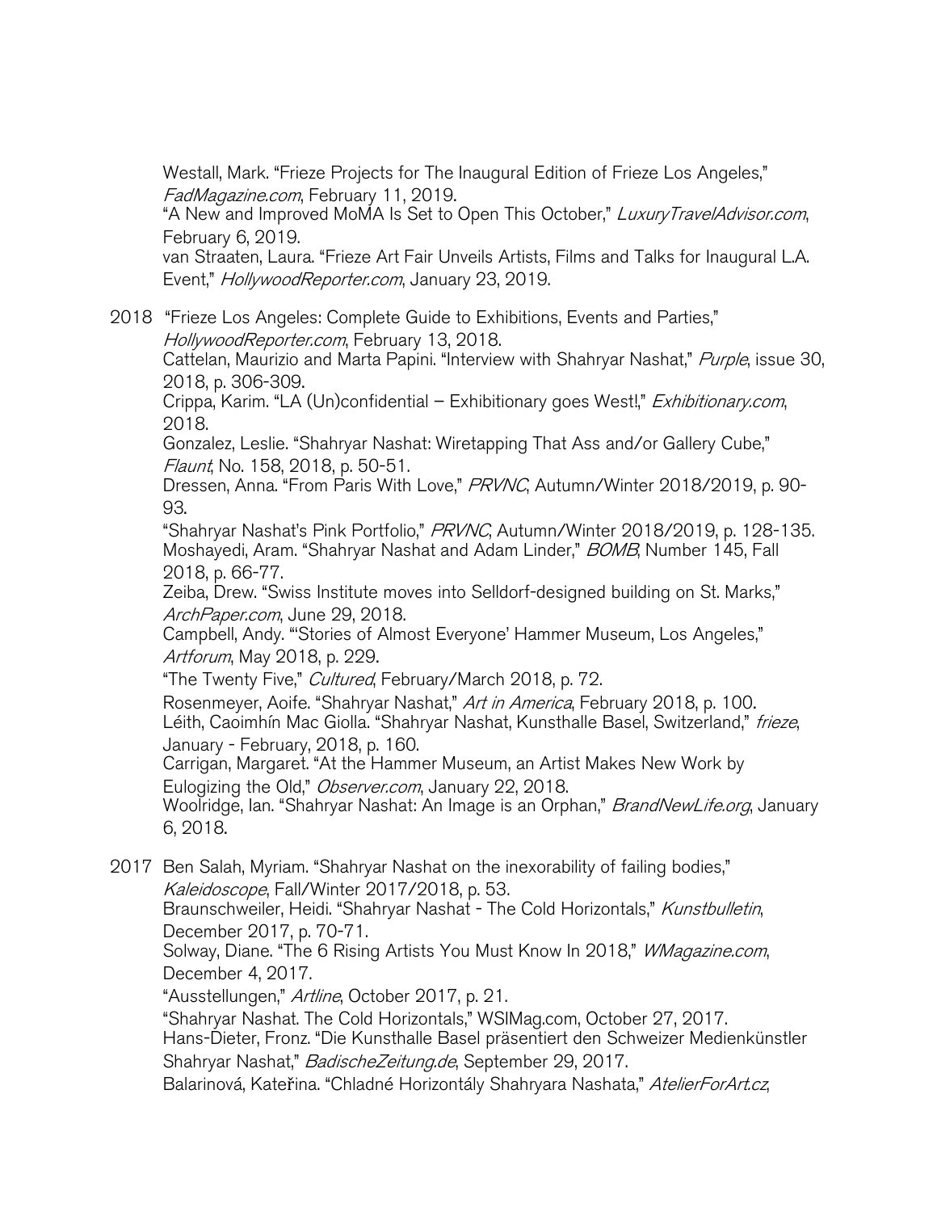Westall, Mark. "Frieze Projects for The Inaugural Edition of Frieze Los Angeles," *FadMagazine.com*, February 11, 2019.

"A New and Improved MoMA Is Set to Open This October," *LuxuryTravelAdvisor.com*, February 6, 2019.

van Straaten, Laura. "Frieze Art Fair Unveils Artists, Films and Talks for Inaugural L.A. Event," *HollywoodReporter.com*, January 23, 2019.

**2018**

"Frieze Los Angeles: Complete Guide to Exhibitions, Events and Parties," *HollywoodReporter.com*, February 13, 2018.

Cattelan, Maurizio and Marta Papini. "Interview with Shahryar Nashat," *Purple*, issue 30, 2018, p. 306-309.

Crippa, Karim. "LA (Un)confidential – Exhibitionary goes West!," *Exhibitionary.com*, 2018.

Gonzalez, Leslie. "Shahryar Nashat: Wiretapping That Ass and/or Gallery Cube," *Flaunt*, No. 158, 2018, p. 50-51.

Dressen, Anna. "From Paris With Love," *PRVNC*, Autumn/Winter 2018/2019, p. 90-93.

"Shahryar Nashat's Pink Portfolio," *PRVNC*, Autumn/Winter 2018/2019, p. 128-135.

Moshayedi, Aram. "Shahryar Nashat and Adam Linder," *BOMB*, Number 145, Fall 2018, p. 66-77.

Zeiba, Drew. "Swiss Institute moves into Selldorf-designed building on St. Marks," *ArchPaper.com*, June 29, 2018.

Campbell, Andy. "'Stories of Almost Everyone' Hammer Museum, Los Angeles," *Artforum*, May 2018, p. 229.

"The Twenty Five," *Cultured*, February/March 2018, p. 72.

Rosenmeyer, Aoife. "Shahryar Nashat," *Art in America*, February 2018, p. 100.

Léith, Caoimhín Mac Giolla. "Shahryar Nashat, Kunsthalle Basel, Switzerland," *frieze*, January - February, 2018, p. 160.

Carrigan, Margaret. "At the Hammer Museum, an Artist Makes New Work by Eulogizing the Old," *Observer.com*, January 22, 2018.

Woolridge, Ian. "Shahryar Nashat: An Image is an Orphan," *BrandNewLife.org*, January 6, 2018.

**2017**

Ben Salah, Myriam. "Shahryar Nashat on the inexorability of failing bodies," *Kaleidoscope*, Fall/Winter 2017/2018, p. 53.

Braunschweiler, Heidi. "Shahryar Nashat - The Cold Horizontals," *Kunstbulletin*, December 2017, p. 70-71.

Solway, Diane. "The 6 Rising Artists You Must Know In 2018," *WMagazine.com*, December 4, 2017.

"Ausstellungen," *Artline*, October 2017, p. 21.

"Shahryar Nashat. The Cold Horizontals," WSIMag.com, October 27, 2017.

Hans-Dieter, Fronz. "Die Kunsthalle Basel präsentiert den Schweizer Medienkünstler Shahryar Nashat," *BadischeZeitung.de*, September 29, 2017.

Balarinová, Kateřina. "Chladné Horizontály Shahryara Nashata," *AtelierForArt.cz*,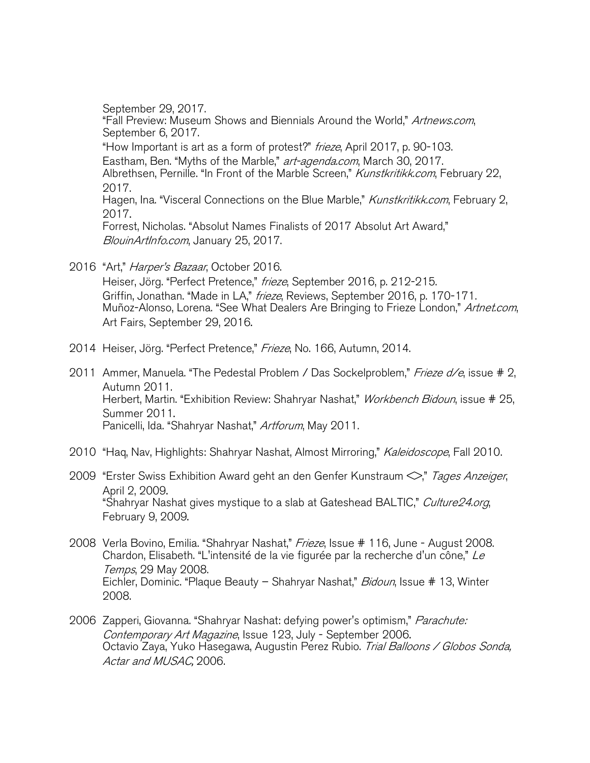September 29, 2017.
"Fall Preview: Museum Shows and Biennials Around the World," *Artnews.com*, September 6, 2017.
"How Important is art as a form of protest?" *frieze*, April 2017, p. 90-103.
Eastham, Ben. "Myths of the Marble," *art-agenda.com*, March 30, 2017.
Albrethsen, Pernille. "In Front of the Marble Screen," *Kunstkritikk.com*, February 22, 2017.
Hagen, Ina. "Visceral Connections on the Blue Marble," *Kunstkritikk.com*, February 2, 2017.
Forrest, Nicholas. "Absolut Names Finalists of 2017 Absolut Art Award," *BlouinArtInfo.com*, January 25, 2017.

2016 "Art," *Harper's Bazaar*, October 2016.
Heiser, Jörg. "Perfect Pretence," *frieze*, September 2016, p. 212-215.
Griffin, Jonathan. "Made in LA," *frieze*, Reviews, September 2016, p. 170-171.
Muñoz-Alonso, Lorena. "See What Dealers Are Bringing to Frieze London," *Artnet.com*, Art Fairs, September 29, 2016.

2014 Heiser, Jörg. "Perfect Pretence," *Frieze*, No. 166, Autumn, 2014.

2011 Ammer, Manuela. "The Pedestal Problem / Das Sockelproblem," *Frieze d/e*, issue # 2, Autumn 2011.
Herbert, Martin. "Exhibition Review: Shahryar Nashat," *Workbench Bidoun*, issue # 25, Summer 2011.
Panicelli, Ida. "Shahryar Nashat," *Artforum*, May 2011.

2010 "Haq, Nav, Highlights: Shahryar Nashat, Almost Mirroring," *Kaleidoscope*, Fall 2010.

2009 "Erster Swiss Exhibition Award geht an den Genfer Kunstraum <>," *Tages Anzeiger*, April 2, 2009.
"Shahryar Nashat gives mystique to a slab at Gateshead BALTIC," *Culture24.org*, February 9, 2009.

2008 Verla Bovino, Emilia. "Shahryar Nashat," *Frieze*, Issue # 116, June - August 2008.
Chardon, Elisabeth. "L'intensité de la vie figurée par la recherche d'un cône," *Le Temps*, 29 May 2008.
Eichler, Dominic. "Plaque Beauty – Shahryar Nashat," *Bidoun*, Issue # 13, Winter 2008.

2006 Zapperi, Giovanna. "Shahryar Nashat: defying power's optimism," *Parachute: Contemporary Art Magazine*, Issue 123, July - September 2006.
Octavio Zaya, Yuko Hasegawa, Augustin Perez Rubio. *Trial Balloons / Globos Sonda, Actar and MUSAC,* 2006.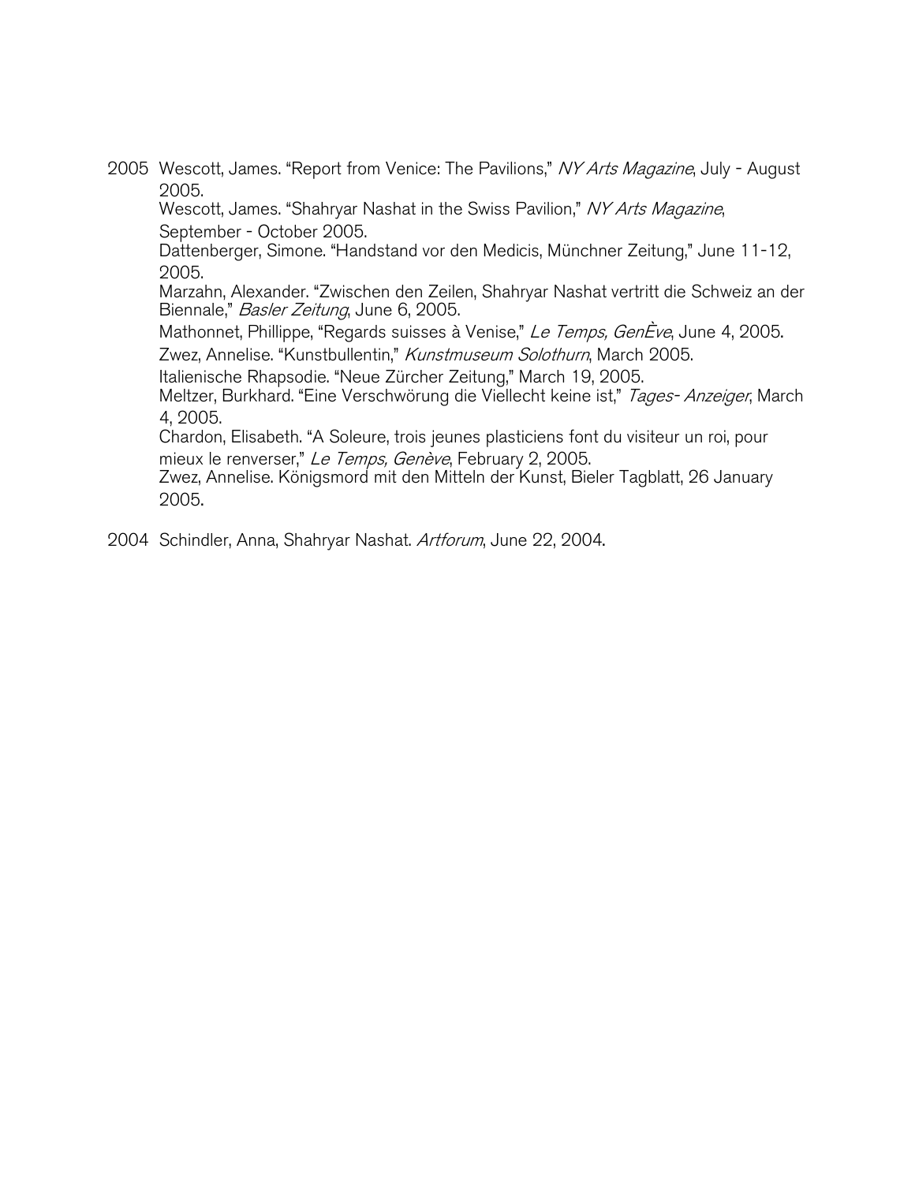2005 Wescott, James. “Report from Venice: The Pavilions,” *NY Arts Magazine*, July - August 2005.

Wescott, James. “Shahryar Nashat in the Swiss Pavilion,” *NY Arts Magazine*, September - October 2005.

Dattenberger, Simone. “Handstand vor den Medicis, Münchner Zeitung,” June 11-12, 2005.

Marzahn, Alexander. “Zwischen den Zeilen, Shahryar Nashat vertritt die Schweiz an der Biennale,” *Basler Zeitung*, June 6, 2005.

Mathonnet, Phillippe, “Regards suisses à Venise,” *Le Temps, GenÈve*, June 4, 2005.

Zwez, Annelise. “Kunstbullentin,” *Kunstmuseum Solothurn*, March 2005.

Italienische Rhapsodie. “Neue Zürcher Zeitung,” March 19, 2005.

Meltzer, Burkhard. “Eine Verschwörung die Viellecht keine ist,” *Tages- Anzeiger*, March 4, 2005.

Chardon, Elisabeth. “A Soleure, trois jeunes plasticiens font du visiteur un roi, pour mieux le renverser,” *Le Temps, Genève*, February 2, 2005.

Zwez, Annelise. Königsmord mit den Mitteln der Kunst, Bieler Tagblatt, 26 January 2005.

2004 Schindler, Anna, Shahryar Nashat. *Artforum*, June 22, 2004.